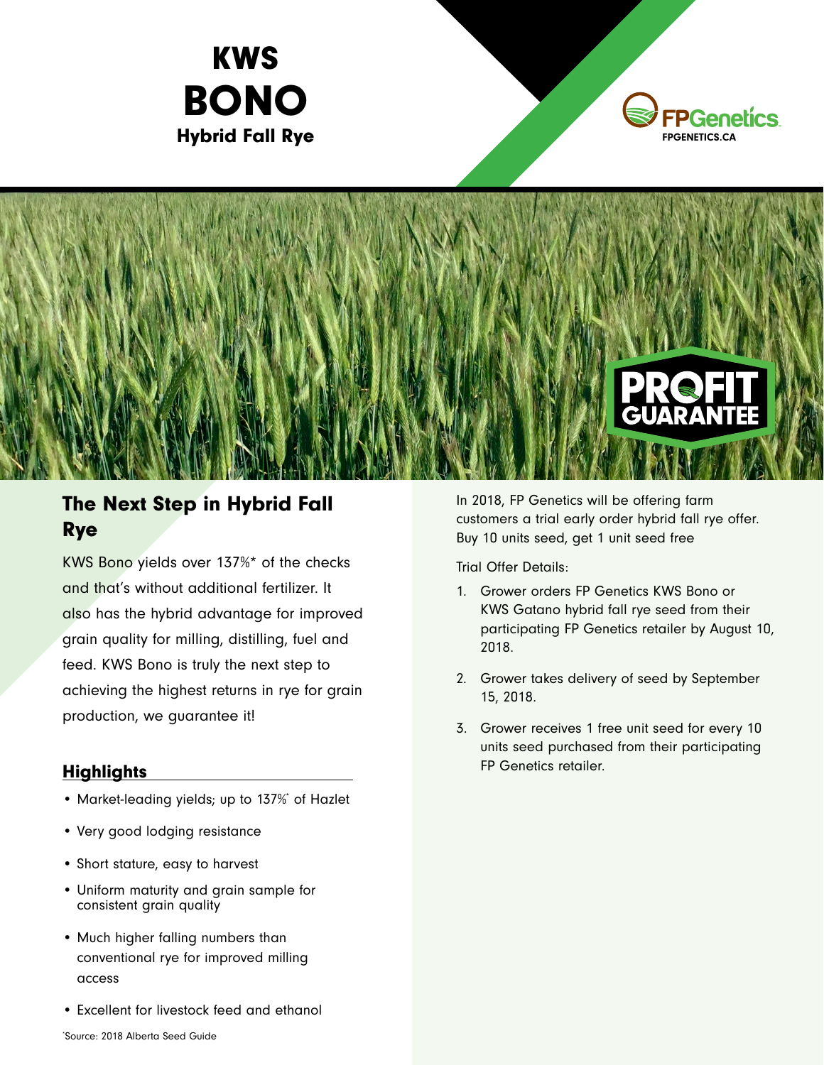# KWS BONO

**Hybrid Fall Rye**

FPGenetics
FPGENETICS.CA

PROFIT GUARANTEE

## The Next Step in Hybrid Fall Rye

KWS Bono yields over 137%* of the checks and that's without additional fertilizer. It also has the hybrid advantage for improved grain quality for milling, distilling, fuel and feed. KWS Bono is truly the next step to achieving the highest returns in rye for grain production, we guarantee it!

### Highlights

- Market-leading yields; up to 137%* of Hazlet
- Very good lodging resistance
- Short stature, easy to harvest
- Uniform maturity and grain sample for consistent grain quality
- Much higher falling numbers than conventional rye for improved milling access
- Excellent for livestock feed and ethanol

*Source: 2018 Alberta Seed Guide

In 2018, FP Genetics will be offering farm customers a trial early order hybrid fall rye offer. Buy 10 units seed, get 1 unit seed free

Trial Offer Details:

1. Grower orders FP Genetics KWS Bono or KWS Gatano hybrid fall rye seed from their participating FP Genetics retailer by August 10, 2018.
2. Grower takes delivery of seed by September 15, 2018.
3. Grower receives 1 free unit seed for every 10 units seed purchased from their participating FP Genetics retailer.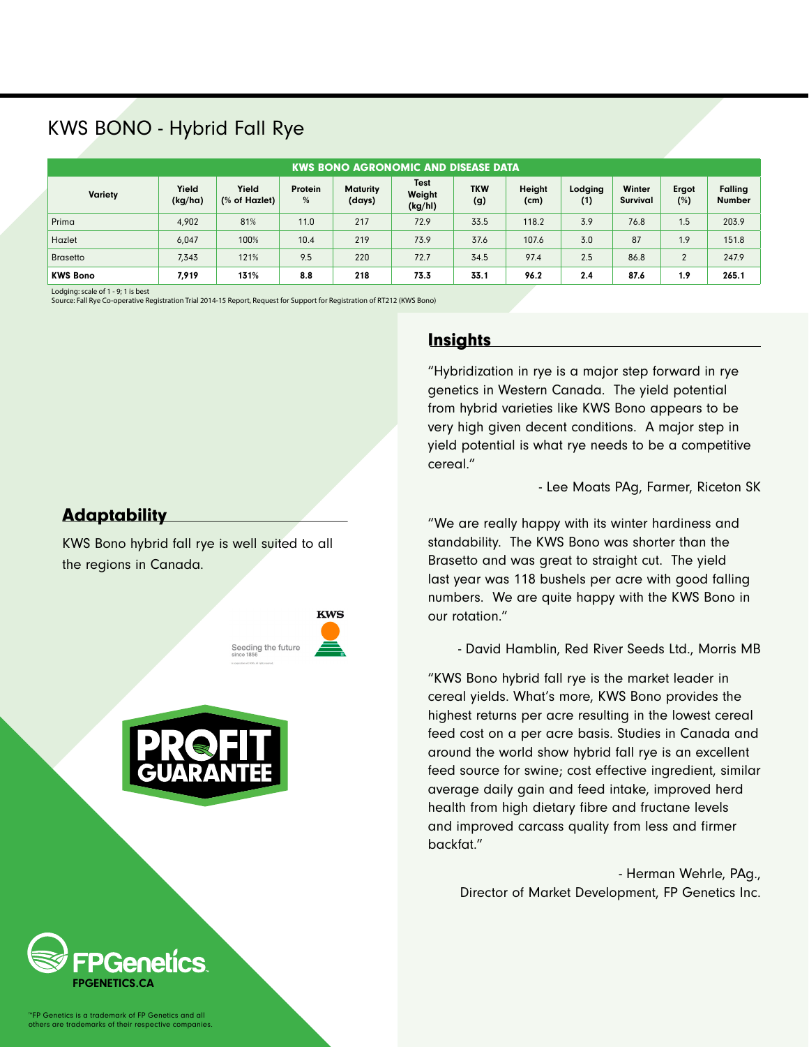# KWS BONO - Hybrid Fall Rye

| KWS BONO AGRONOMIC AND DISEASE DATA | | | | | | | | | | | |
|---|---|---|---|---|---|---|---|---|---|---|---|
| Variety | Yield (kg/ha) | Yield (% of Hazlet) | Protein % | Maturity (days) | Test Weight (kg/hl) | TKW (g) | Height (cm) | Lodging (1) | Winter Survival | Ergot (%) | Falling Number |
| Prima | 4,902 | 81% | 11.0 | 217 | 72.9 | 33.5 | 118.2 | 3.9 | 76.8 | 1.5 | 203.9 |
| Hazlet | 6,047 | 100% | 10.4 | 219 | 73.9 | 37.6 | 107.6 | 3.0 | 87 | 1.9 | 151.8 |
| Brasetto | 7,343 | 121% | 9.5 | 220 | 72.7 | 34.5 | 97.4 | 2.5 | 86.8 | 2 | 247.9 |
| **KWS Bono** | **7,919** | **131%** | **8.8** | **218** | **73.3** | **33.1** | **96.2** | **2.4** | **87.6** | **1.9** | **265.1** |

Lodging: scale of 1 - 9; 1 is best
Source: Fall Rye Co-operative Registration Trial 2014-15 Report, Request for Support for Registration of RT212 (KWS Bono)

## Adaptability

KWS Bono hybrid fall rye is well suited to all the regions in Canada.

KWS

Seeding the future
since 1856

PROFIT GUARANTEE

FPGenetics
FPGENETICS.CA

™FP Genetics is a trademark of FP Genetics and all others are trademarks of their respective companies.

## Insights

"Hybridization in rye is a major step forward in rye genetics in Western Canada. The yield potential from hybrid varieties like KWS Bono appears to be very high given decent conditions. A major step in yield potential is what rye needs to be a competitive cereal."

- Lee Moats PAg, Farmer, Riceton SK

"We are really happy with its winter hardiness and standability. The KWS Bono was shorter than the Brasetto and was great to straight cut. The yield last year was 118 bushels per acre with good falling numbers. We are quite happy with the KWS Bono in our rotation."

- David Hamblin, Red River Seeds Ltd., Morris MB

"KWS Bono hybrid fall rye is the market leader in cereal yields. What's more, KWS Bono provides the highest returns per acre resulting in the lowest cereal feed cost on a per acre basis. Studies in Canada and around the world show hybrid fall rye is an excellent feed source for swine; cost effective ingredient, similar average daily gain and feed intake, improved herd health from high dietary fibre and fructane levels and improved carcass quality from less and firmer backfat."

- Herman Wehrle, PAg.,
Director of Market Development, FP Genetics Inc.